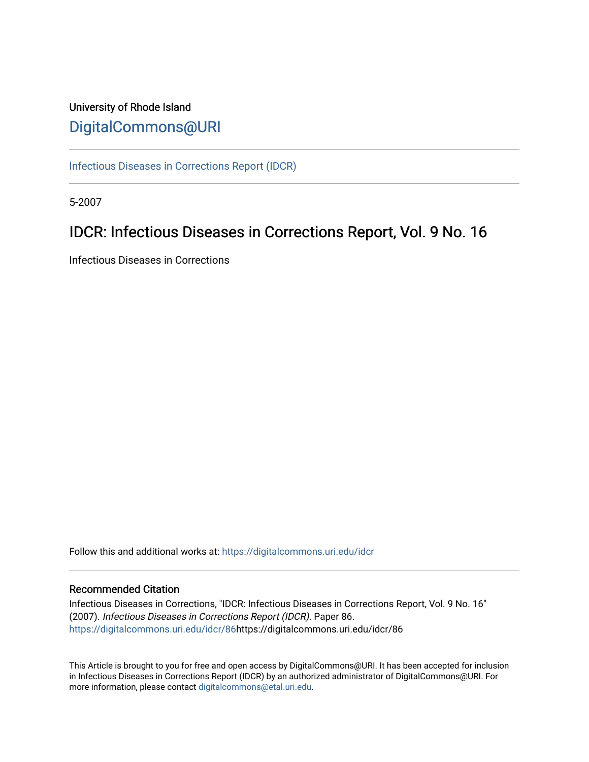University of Rhode Island

# DigitalCommons@URI

Infectious Diseases in Corrections Report (IDCR)

5-2007

## IDCR: Infectious Diseases in Corrections Report, Vol. 9 No. 16

Infectious Diseases in Corrections

Follow this and additional works at: https://digitalcommons.uri.edu/idcr

### Recommended Citation

Infectious Diseases in Corrections, "IDCR: Infectious Diseases in Corrections Report, Vol. 9 No. 16" (2007). *Infectious Diseases in Corrections Report (IDCR).* Paper 86.
https://digitalcommons.uri.edu/idcr/86https://digitalcommons.uri.edu/idcr/86

This Article is brought to you for free and open access by DigitalCommons@URI. It has been accepted for inclusion in Infectious Diseases in Corrections Report (IDCR) by an authorized administrator of DigitalCommons@URI. For more information, please contact digitalcommons@etal.uri.edu.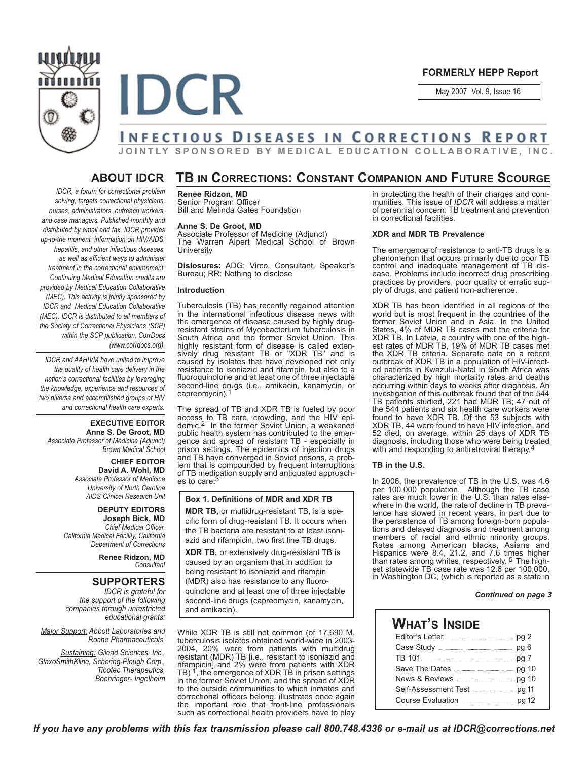# IDCR

**FORMERLY HEPP Report**

May 2007 Vol. 9, Issue 16

## INFECTIOUS DISEASES IN CORRECTIONS REPORT

**JOINTLY SPONSORED BY MEDICAL EDUCATION COLLABORATIVE, INC.**

## ABOUT IDCR

*IDCR, a forum for correctional problem solving, targets correctional physicians, nurses, administrators, outreach workers, and case managers. Published monthly and distributed by email and fax, IDCR provides up-to-the moment information on HIV/AIDS, hepatitis, and other infectious diseases, as well as efficient ways to administer treatment in the correctional environment. Continuing Medical Education credits are provided by Medical Education Collaborative (MEC). This activity is jointly sponsored by IDCR and Medical Education Collaborative (MEC). IDCR is distributed to all members of the Society of Correctional Physicians (SCP) within the SCP publication, CorrDocs (www.corrdocs.org).*

*IDCR and AAHIVM have united to improve the quality of health care delivery in the nation's correctional facilities by leveraging the knowledge, experience and resources of two diverse and accomplished groups of HIV and correctional health care experts.*

**EXECUTIVE EDITOR**
**Anne S. De Groot, MD**
*Associate Professor of Medicine (Adjunct)*
*Brown Medical School*

**CHIEF EDITOR**
**David A. Wohl, MD**
*Associate Professor of Medicine*
*University of North Carolina*
*AIDS Clinical Research Unit*

**DEPUTY EDITORS**
**Joseph Bick, MD**
*Chief Medical Officer,*
*California Medical Facility, California Department of Corrections*

**Renee Ridzon, MD**
*Consultant*

## SUPPORTERS

*IDCR is grateful for the support of the following companies through unrestricted educational grants:*

*Major Support: Abbott Laboratories and Roche Pharmaceuticals.*

*Sustaining: Gilead Sciences, Inc., GlaxoSmithKline, Schering-Plough Corp., Tibotec Therapeutics, Boehringer- Ingelheim*

## TB IN CORRECTIONS: CONSTANT COMPANION AND FUTURE SCOURGE

**Renee Ridzon, MD**
Senior Program Officer
Bill and Melinda Gates Foundation

**Anne S. De Groot, MD**
Associate Professor of Medicine (Adjunct)
The Warren Alpert Medical School of Brown University

**Dislosures:** ADG: Virco, Consultant, Speaker's Bureau; RR: Nothing to disclose

### Introduction

Tuberculosis (TB) has recently regained attention in the international infectious disease news with the emergence of disease caused by highly drug-resistant strains of Mycobacterium tuberculosis in South Africa and the former Soviet Union. This highly resistant form of disease is called extensively drug resistant TB or "XDR TB" and is caused by isolates that have developed not only resistance to isoniazid and rifampin, but also to a fluoroquinolone and at least one of three injectable second-line drugs (i.e., amikacin, kanamycin, or capreomycin).[1]

The spread of TB and XDR TB is fueled by poor access to TB care, crowding, and the HIV epidemic.[2] In the former Soviet Union, a weakened public health system has contributed to the emergence and spread of resistant TB - especially in prison settings. The epidemics of injection drugs and TB have converged in Soviet prisons, a problem that is compounded by frequent interruptions of TB medication supply and antiquated approaches to care.[3]

> **Box 1. Definitions of MDR and XDR TB**
>
> **MDR TB,** or multidrug-resistant TB, is a specific form of drug-resistant TB. It occurs when the TB bacteria are resistant to at least isoniazid and rifampicin, two first line TB drugs.
>
> **XDR TB,** or extensively drug-resistant TB is caused by an organism that in addition to being resistant to isoniazid and rifampin (MDR) also has resistance to any fluoroquinolone and at least one of three injectable second-line drugs (capreomycin, kanamycin, and amikacin).

While XDR TB is still not common (of 17,690 M. tuberculosis isolates obtained world-wide in 2003-2004, 20% were from patients with multidrug resistant (MDR) TB [i.e., resistant to isoniazid and rifampicin] and 2% were from patients with XDR TB) [1], the emergence of XDR TB in prison settings in the former Soviet Union, and the spread of XDR to the outside communities to which inmates and correctional officers belong, illustrates once again the important role that front-line professionals such as correctional health providers have to play in protecting the health of their charges and communities. This issue of *IDCR* will address a matter of perennial concern: TB treatment and prevention in correctional facilities.

### XDR and MDR TB Prevalence

The emergence of resistance to anti-TB drugs is a phenomenon that occurs primarily due to poor TB control and inadequate management of TB disease. Problems include incorrect drug prescribing practices by providers, poor quality or erratic supply of drugs, and patient non-adherence.

XDR TB has been identified in all regions of the world but is most frequent in the countries of the former Soviet Union and in Asia. In the United States, 4% of MDR TB cases met the criteria for XDR TB. In Latvia, a country with one of the highest rates of MDR TB, 19% of MDR TB cases met the XDR TB criteria. Separate data on a recent outbreak of XDR TB in a population of HIV-infected patients in Kwazulu-Natal in South Africa was characterized by high mortality rates and deaths occurring within days to weeks after diagnosis. An investigation of this outbreak found that of the 544 TB patients studied, 221 had MDR TB; 47 out of the 544 patients and six health care workers were found to have XDR TB. Of the 53 subjects with XDR TB, 44 were found to have HIV infection, and 52 died, on average, within 25 days of XDR TB diagnosis, including those who were being treated with and responding to antiretroviral therapy.[4]

### TB in the U.S.

In 2006, the prevalence of TB in the U.S. was 4.6 per 100,000 population. Although the TB case rates are much lower in the U.S. than rates elsewhere in the world, the rate of decline in TB prevalence has slowed in recent years, in part due to the persistence of TB among foreign-born populations and delayed diagnosis and treatment among members of racial and ethnic minority groups. Rates among American blacks, Asians and Hispanics were 8.4, 21.2, and 7.6 times higher than rates among whites, respectively. [5] The highest statewide TB case rate was 12.6 per 100,000, in Washington DC, (which is reported as a state in

***Continued on page 3***

## WHAT'S INSIDE

| | |
|---|---|
| Editor's Letter | pg 2 |
| Case Study | pg 6 |
| TB 101 | pg 7 |
| Save The Dates | pg 10 |
| News & Reviews | pg 10 |
| Self-Assessment Test | pg 11 |
| Course Evaluation | pg 12 |

***If you have any problems with this fax transmission please call 800.748.4336 or e-mail us at IDCR@corrections.net***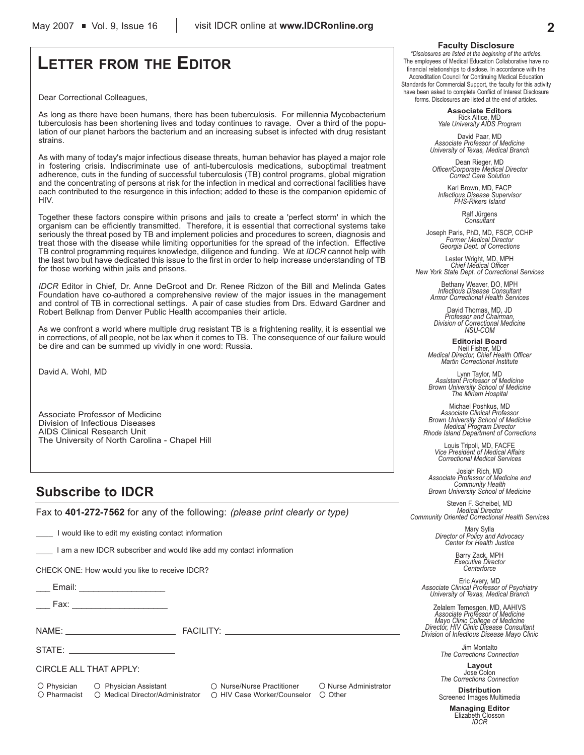# Letter from the Editor

Dear Correctional Colleagues,

As long as there have been humans, there has been tuberculosis. For millennia Mycobacterium tuberculosis has been shortening lives and today continues to ravage. Over a third of the population of our planet harbors the bacterium and an increasing subset is infected with drug resistant strains.

As with many of today's major infectious disease threats, human behavior has played a major role in fostering crisis. Indiscriminate use of anti-tuberculosis medications, suboptimal treatment adherence, cuts in the funding of successful tuberculosis (TB) control programs, global migration and the concentrating of persons at risk for the infection in medical and correctional facilities have each contributed to the resurgence in this infection; added to these is the companion epidemic of HIV.

Together these factors conspire within prisons and jails to create a 'perfect storm' in which the organism can be efficiently transmitted. Therefore, it is essential that correctional systems take seriously the threat posed by TB and implement policies and procedures to screen, diagnosis and treat those with the disease while limiting opportunities for the spread of the infection. Effective TB control programming requires knowledge, diligence and funding. We at *IDCR* cannot help with the last two but have dedicated this issue to the first in order to help increase understanding of TB for those working within jails and prisons.

*IDCR* Editor in Chief, Dr. Anne DeGroot and Dr. Renee Ridzon of the Bill and Melinda Gates Foundation have co-authored a comprehensive review of the major issues in the management and control of TB in correctional settings. A pair of case studies from Drs. Edward Gardner and Robert Belknap from Denver Public Health accompanies their article.

As we confront a world where multiple drug resistant TB is a frightening reality, it is essential we in corrections, of all people, not be lax when it comes to TB. The consequence of our failure would be dire and can be summed up vividly in one word: Russia.

David A. Wohl, MD

Associate Professor of Medicine
Division of Infectious Diseases
AIDS Clinical Research Unit
The University of North Carolina - Chapel Hill

## Subscribe to IDCR

Fax to **401-272-7562** for any of the following: *(please print clearly or type)*

____ I would like to edit my existing contact information

____ I am a new IDCR subscriber and would like add my contact information

CHECK ONE: How would you like to receive IDCR?

___ Email: ________________

___ Fax: __________________

NAME: ______________________ FACILITY: ___________________________________

STATE: ____________________

CIRCLE ALL THAT APPLY:

○ Physician ○ Physician Assistant ○ Nurse/Nurse Practitioner ○ Nurse Administrator
○ Pharmacist ○ Medical Director/Administrator ○ HIV Case Worker/Counselor ○ Other

**Faculty Disclosure**

*\*Disclosures are listed at the beginning of the articles.*
The employees of Medical Education Collaborative have no financial relationships to disclose. In accordance with the Accreditation Council for Continuing Medical Education Standards for Commercial Support, the faculty for this activity have been asked to complete Conflict of Interest Disclosure forms. Disclosures are listed at the end of articles.

**Associate Editors**

Rick Altice, MD
*Yale University AIDS Program*

David Paar, MD
*Associate Professor of Medicine*
*University of Texas, Medical Branch*

Dean Rieger, MD
*Officer/Corporate Medical Director*
*Correct Care Solution*

Karl Brown, MD, FACP
*Infectious Disease Supervisor*
*PHS-Rikers Island*

Ralf Jürgens
*Consultant*

Joseph Paris, PhD, MD, FSCP, CCHP
*Former Medical Director*
*Georgia Dept. of Corrections*

Lester Wright, MD, MPH
*Chief Medical Officer*
*New York State Dept. of Correctional Services*

Bethany Weaver, DO, MPH
*Infectious Disease Consultant*
*Armor Correctional Health Services*

David Thomas, MD, JD
*Professor and Chairman,*
*Division of Correctional Medicine*
*NSU-COM*

**Editorial Board**

Neil Fisher, MD
*Medical Director, Chief Health Officer*
*Martin Correctional Institute*

Lynn Taylor, MD
*Assistant Professor of Medicine*
*Brown University School of Medicine*
*The Miriam Hospital*

Michael Poshkus, MD
*Associate Clinical Professor*
*Brown University School of Medicine*
*Medical Program Director*
*Rhode Island Department of Corrections*

Louis Tripoli, MD, FACFE
*Vice President of Medical Affairs*
*Correctional Medical Services*

Josiah Rich, MD
*Associate Professor of Medicine and Community Health*
*Brown University School of Medicine*

Steven F. Scheibel, MD
*Medical Director*
*Community Oriented Correctional Health Services*

Mary Sylla
*Director of Policy and Advocacy*
*Center for Health Justice*

Barry Zack, MPH
*Executive Director*
*Centerforce*

Eric Avery, MD
*Associate Clinical Professor of Psychiatry*
*University of Texas, Medical Branch*

Zelalem Temesgen, MD, AAHIVS
*Associate Professor of Medicine*
*Mayo Clinic College of Medicine*
*Director, HIV Clinic Disease Consultant*
*Division of Infectious Disease Mayo Clinic*

Jim Montalto
*The Corrections Connection*

**Layout**

Jose Colon
*The Corrections Connection*

**Distribution**

Screened Images Multimedia

**Managing Editor**

Elizabeth Closson
*IDCR*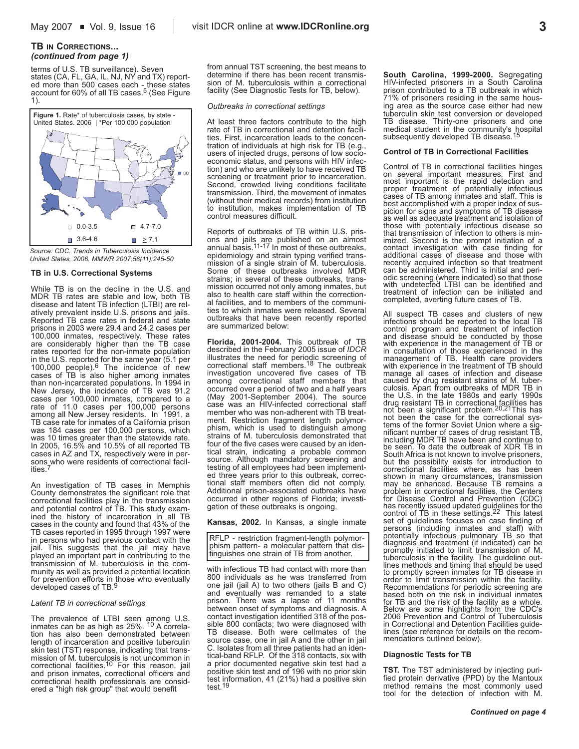### TB IN CORRECTIONS...
*(continued from page 1)*

terms of U.S. TB surveillance). Seven states (CA, FL, GA, IL, NJ, NY and TX) reported more than 500 cases each - these states account for 60% of all TB cases.[5] (See Figure 1).

**Figure 1.** Rate* of tuberculosis cases, by state - United States. 2006 | *Per 100,000 population

| | |
|---|---|
| 0.0-3.5 | 4.7-7.0 |
| 3.6-4.6 | ≥ 7.1 |

*Source: CDC. Trends in Tuberculosis Incidence United States, 2006. MMWR 2007;56(11):245-50*

#### TB in U.S. Correctional Systems

While TB is on the decline in the U.S. and MDR TB rates are stable and low, both TB disease and latent TB infection (LTBI) are relatively prevalent inside U.S. prisons and jails. Reported TB case rates in federal and state prisons in 2003 were 29.4 and 24.2 cases per 100,000 inmates, respectively. These rates are considerably higher than the TB case rates reported for the non-inmate population in the U.S. reported for the same year (5.1 per 100,000 people).[6] The incidence of new cases of TB is also higher among inmates than non-incarcerated populations. In 1994 in New Jersey, the incidence of TB was 91.2 cases per 100,000 inmates, compared to a rate of 11.0 cases per 100,000 persons among all New Jersey residents. In 1991, a TB case rate for inmates of a California prison was 184 cases per 100,000 persons, which was 10 times greater than the statewide rate. In 2005, 16.5% and 10.5% of all reported TB cases in AZ and TX, respectively were in persons who were residents of correctional facilities.[7]

An investigation of TB cases in Memphis County demonstrates the significant role that correctional facilities play in the transmission and potential control of TB. This study examined the history of incarceration in all TB cases in the county and found that 43% of the TB cases reported in 1995 through 1997 were in persons who had previous contact with the jail. This suggests that the jail may have played an important part in contributing to the transmission of M. tuberculosis in the community as well as provided a potential location for prevention efforts in those who eventually developed cases of TB.[9]

*Latent TB in correctional settings*

The prevalence of LTBI seen among U.S. inmates can be as high as 25%.[10] A correlation has also been demonstrated between length of incarceration and positive tuberculin skin test (TST) response, indicating that transmission of M. tuberculosis is not uncommon in correctional facilities.[10] For this reason, jail and prison inmates, correctional officers and correctional health professionals are considered a "high risk group" that would benefit from annual TST screening, the best means to determine if there has been recent transmission of M. tuberculosis within a correctional facility (See Diagnostic Tests for TB, below).

*Outbreaks in correctional settings*

At least three factors contribute to the high rate of TB in correctional and detention facilities. First, incarceration leads to the concentration of individuals at high risk for TB (e.g., users of injected drugs, persons of low socioeconomic status, and persons with HIV infection) and who are unlikely to have received TB screening or treatment prior to incarceration. Second, crowded living conditions facilitate transmission. Third, the movement of inmates (without their medical records) from institution to institution, makes implementation of TB control measures difficult.

Reports of outbreaks of TB within U.S. prisons and jails are published on an almost annual basis.[11-17] In most of these outbreaks, epidemiology and strain typing verified transmission of a single strain of M. tuberculosis. Some of these outbreaks involved MDR strains; in several of these outbreaks, transmission occurred not only among inmates, but also to health care staff within the correctional facilities, and to members of the communities to which inmates were released. Several outbreaks that have been recently reported are summarized below:

**Florida, 2001-2004.** This outbreak of TB described in the February 2005 issue of *IDCR* illustrates the need for periodic screening of correctional staff members.[18] The outbreak investigation uncovered five cases of TB among correctional staff members that occurred over a period of two and a half years (May 2001-September 2004). The source case was an HIV-infected correctional staff member who was non-adherent with TB treatment. Restriction fragment length polymorphism, which is used to distinguish among strains of M. tuberculosis demonstrated that four of the five cases were caused by an identical strain, indicating a probable common source. Although mandatory screening and testing of all employees had been implemented three years prior to this outbreak, correctional staff members often did not comply. Additional prison-associated outbreaks have occurred in other regions of Florida; investigation of these outbreaks is ongoing.

**Kansas, 2002.** In Kansas, a single inmate with infectious TB had contact with more than 800 individuals as he was transferred from one jail (jail A) to two others (jails B and C) and eventually was remanded to a state prison. There was a lapse of 11 months between onset of symptoms and diagnosis. A contact investigation identified 318 of the possible 800 contacts; two were diagnosed with TB disease. Both were cellmates of the source case, one in jail A and the other in jail C. Isolates from all three patients had an identical-band RFLP. Of the 318 contacts, six with a prior documented negative skin test had a positive skin test and of 196 with no prior skin test information, 41 (21%) had a positive skin test.[19]

> RFLP - restriction fragment-length polymorphism pattern - a molecular pattern that distinguishes one strain of TB from another.

**South Carolina, 1999-2000.** Segregating HIV-infected prisoners in a South Carolina prison contributed to a TB outbreak in which 71% of prisoners residing in the same housing area as the source case either had new tuberculin skin test conversion or developed TB disease. Thirty-one prisoners and one medical student in the community's hospital subsequently developed TB disease.[15]

#### Control of TB in Correctional Facilities

Control of TB in correctional facilities hinges on several important measures. First and most important is the rapid detection and proper treatment of potentially infectious cases of TB among inmates and staff. This is best accomplished with a proper index of suspicion for signs and symptoms of TB disease as well as adequate treatment and isolation of those with potentially infectious disease so that transmission of infection to others is minimized. Second is the prompt initiation of a contact investigation with case finding for additional cases of disease and those with recently acquired infection so that treatment can be administered. Third is initial and periodic screening (where indicated) so that those with undetected LTBI can be identified and treatment of infection can be initiated and completed, averting future cases of TB.

All suspect TB cases and clusters of new infections should be reported to the local TB control program and treatment of infection and disease should be conducted by those with experience in the management of TB or in consultation of those experienced in the management of TB. Health care providers with experience in the treatment of TB should manage all cases of infection and disease caused by drug resistant strains of M. tuberculosis. Apart from outbreaks of MDR TB in the U.S. in the late 1980s and early 1990s drug resistant TB in correctional facilities has not been a significant problem.[20,21] This has not been the case for the correctional systems of the former Soviet Union where a significant number of cases of drug resistant TB, including MDR TB have been and continue to be seen. To date the outbreak of XDR TB in South Africa is not known to involve prisoners, but the possibility exists for introduction to correctional facilities where, as has been shown in many circumstances, transmission may be enhanced. Because TB remains a problem in correctional facilities, the Centers for Disease Control and Prevention (CDC) has recently issued updated guidelines for the control of TB in these settings.[22] This latest set of guidelines focuses on case finding of persons (including inmates and staff) with potentially infectious pulmonary TB so that diagnosis and treatment (if indicated) can be promptly initiated to limit transmission of M. tuberculosis in the facility. The guideline outlines methods and timing that should be used to promptly screen inmates for TB disease in order to limit transmission within the facility. Recommendations for periodic screening are based both on the risk in individual inmates for TB and the risk of the facility as a whole. Below are some highlights from the CDC's 2006 Prevention and Control of Tuberculosis in Correctional and Detention Facilities guidelines (see reference for details on the recommendations outlined below).

#### Diagnostic Tests for TB

**TST.** The TST administered by injecting purified protein derivative (PPD) by the Mantoux method remains the most commonly used tool for the detection of infection with M.

*Continued on page 4*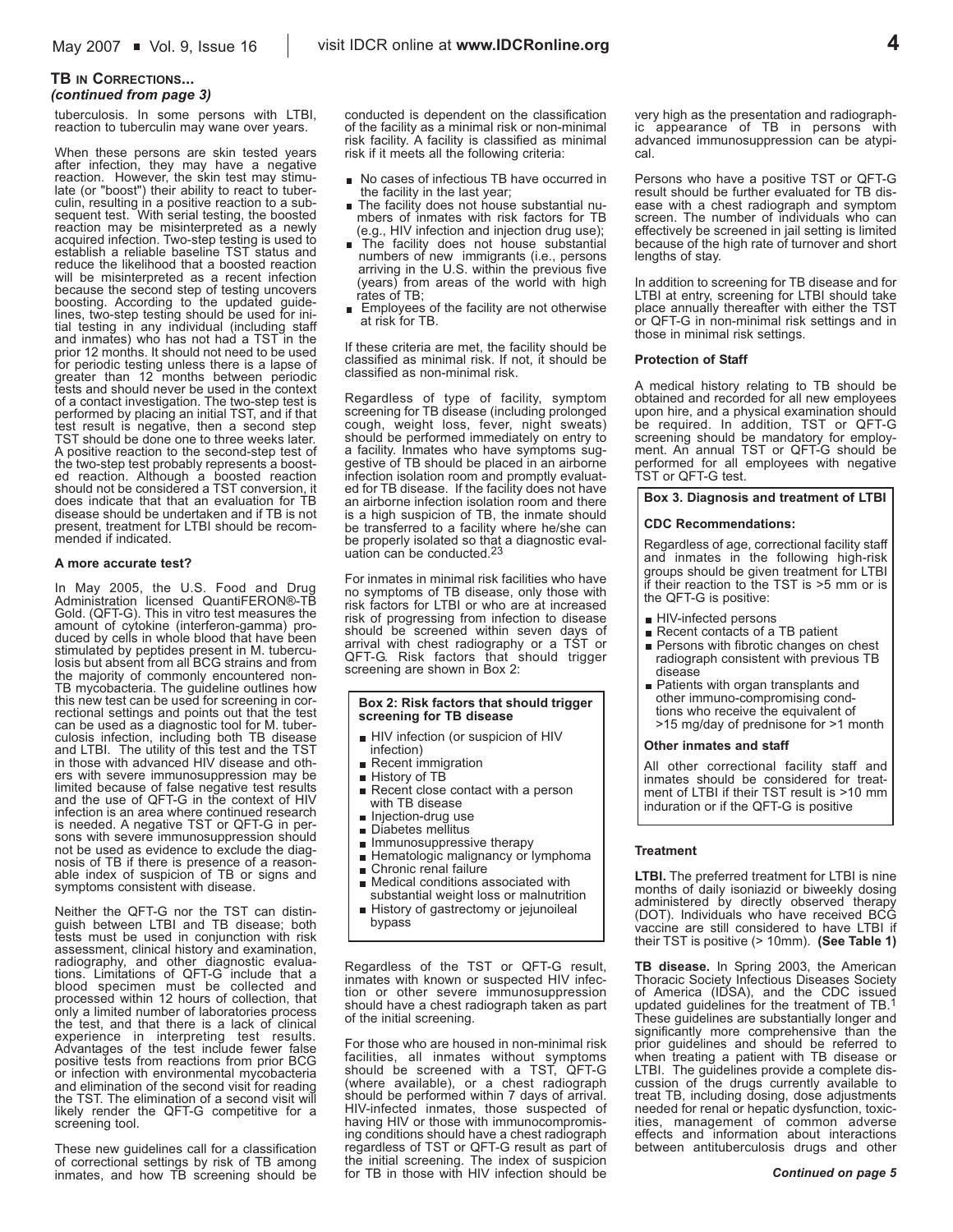**TB IN CORRECTIONS...**
*(continued from page 3)*

tuberculosis. In some persons with LTBI, reaction to tuberculin may wane over years.

When these persons are skin tested years after infection, they may have a negative reaction. However, the skin test may stimulate (or "boost") their ability to react to tuberculin, resulting in a positive reaction to a subsequent test. With serial testing, the boosted reaction may be misinterpreted as a newly acquired infection. Two-step testing is used to establish a reliable baseline TST status and reduce the likelihood that a boosted reaction will be misinterpreted as a recent infection because the second step of testing uncovers boosting. According to the updated guidelines, two-step testing should be used for initial testing in any individual (including staff and inmates) who has not had a TST in the prior 12 months. It should not need to be used for periodic testing unless there is a lapse of greater than 12 months between periodic tests and should never be used in the context of a contact investigation. The two-step test is performed by placing an initial TST, and if that test result is negative, then a second step TST should be done one to three weeks later. A positive reaction to the second-step test of the two-step test probably represents a boosted reaction. Although a boosted reaction should not be considered a TST conversion, it does indicate that that an evaluation for TB disease should be undertaken and if TB is not present, treatment for LTBI should be recommended if indicated.

#### A more accurate test?

In May 2005, the U.S. Food and Drug Administration licensed QuantiFERON®-TB Gold. (QFT-G). This in vitro test measures the amount of cytokine (interferon-gamma) produced by cells in whole blood that have been stimulated by peptides present in M. tuberculosis but absent from all BCG strains and from the majority of commonly encountered non-TB mycobacteria. The guideline outlines how this new test can be used for screening in correctional settings and points out that the test can be used as a diagnostic tool for M. tuberculosis infection, including both TB disease and LTBI. The utility of this test and the TST in those with advanced HIV disease and others with severe immunosuppression may be limited because of false negative test results and the use of QFT-G in the context of HIV infection is an area where continued research is needed. A negative TST or QFT-G in persons with severe immunosuppression should not be used as evidence to exclude the diagnosis of TB if there is presence of a reasonable index of suspicion of TB or signs and symptoms consistent with disease.

Neither the QFT-G nor the TST can distinguish between LTBI and TB disease; both tests must be used in conjunction with risk assessment, clinical history and examination, radiography, and other diagnostic evaluations. Limitations of QFT-G include that a blood specimen must be collected and processed within 12 hours of collection, that only a limited number of laboratories process the test, and that there is a lack of clinical experience in interpreting test results. Advantages of the test include fewer false positive tests from reactions from prior BCG or infection with environmental mycobacteria and elimination of the second visit for reading the TST. The elimination of a second visit will likely render the QFT-G competitive for a screening tool.

These new guidelines call for a classification of correctional settings by risk of TB among inmates, and how TB screening should be conducted is dependent on the classification of the facility as a minimal risk or non-minimal risk facility. A facility is classified as minimal risk if it meets all the following criteria:

- No cases of infectious TB have occurred in the facility in the last year;
- The facility does not house substantial numbers of inmates with risk factors for TB (e.g., HIV infection and injection drug use);
- The facility does not house substantial numbers of new immigrants (i.e., persons arriving in the U.S. within the previous five (years) from areas of the world with high rates of TB;
- Employees of the facility are not otherwise at risk for TB.

If these criteria are met, the facility should be classified as minimal risk. If not, it should be classified as non-minimal risk.

Regardless of type of facility, symptom screening for TB disease (including prolonged cough, weight loss, fever, night sweats) should be performed immediately on entry to a facility. Inmates who have symptoms suggestive of TB should be placed in an airborne infection isolation room and promptly evaluated for TB disease. If the facility does not have an airborne infection isolation room and there is a high suspicion of TB, the inmate should be transferred to a facility where he/she can be properly isolated so that a diagnostic evaluation can be conducted.[23]

For inmates in minimal risk facilities who have no symptoms of TB disease, only those with risk factors for LTBI or who are at increased risk of progressing from infection to disease should be screened within seven days of arrival with chest radiography or a TST or QFT-G. Risk factors that should trigger screening are shown in Box 2:

> **Box 2: Risk factors that should trigger screening for TB disease**
>
> - HIV infection (or suspicion of HIV infection)
> - Recent immigration
> - History of TB
> - Recent close contact with a person with TB disease
> - Injection-drug use
> - Diabetes mellitus
> - Immunosuppressive therapy
> - Hematologic malignancy or lymphoma
> - Chronic renal failure
> - Medical conditions associated with substantial weight loss or malnutrition
> - History of gastrectomy or jejunoileal bypass

Regardless of the TST or QFT-G result, inmates with known or suspected HIV infection or other severe immunosuppression should have a chest radiograph taken as part of the initial screening.

For those who are housed in non-minimal risk facilities, all inmates without symptoms should be screened with a TST, QFT-G (where available), or a chest radiograph should be performed within 7 days of arrival. HIV-infected inmates, those suspected of having HIV or those with immunocompromising conditions should have a chest radiograph regardless of TST or QFT-G result as part of the initial screening. The index of suspicion for TB in those with HIV infection should be very high as the presentation and radiographic appearance of TB in persons with advanced immunosuppression can be atypical.

Persons who have a positive TST or QFT-G result should be further evaluated for TB disease with a chest radiograph and symptom screen. The number of individuals who can effectively be screened in jail setting is limited because of the high rate of turnover and short lengths of stay.

In addition to screening for TB disease and for LTBI at entry, screening for LTBI should take place annually thereafter with either the TST or QFT-G in non-minimal risk settings and in those in minimal risk settings.

#### Protection of Staff

A medical history relating to TB should be obtained and recorded for all new employees upon hire, and a physical examination should be required. In addition, TST or QFT-G screening should be mandatory for employment. An annual TST or QFT-G should be performed for all employees with negative TST or QFT-G test.

> **Box 3. Diagnosis and treatment of LTBI**
>
> **CDC Recommendations:**
>
> Regardless of age, correctional facility staff and inmates in the following high-risk groups should be given treatment for LTBI if their reaction to the TST is >5 mm or is the QFT-G is positive:
>
> - HIV-infected persons
> - Recent contacts of a TB patient
> - Persons with fibrotic changes on chest radiograph consistent with previous TB disease
> - Patients with organ transplants and other immuno-compromising conditions who receive the equivalent of >15 mg/day of prednisone for >1 month
>
> **Other inmates and staff**
>
> All other correctional facility staff and inmates should be considered for treatment of LTBI if their TST result is >10 mm induration or if the QFT-G is positive

#### Treatment

**LTBI.** The preferred treatment for LTBI is nine months of daily isoniazid or biweekly dosing administered by directly observed therapy (DOT). Individuals who have received BCG vaccine are still considered to have LTBI if their TST is positive (> 10mm). **(See Table 1)**

**TB disease.** In Spring 2003, the American Thoracic Society Infectious Diseases Society of America (IDSA), and the CDC issued updated guidelines for the treatment of TB.[1] These guidelines are substantially longer and significantly more comprehensive than the prior guidelines and should be referred to when treating a patient with TB disease or LTBI. The guidelines provide a complete discussion of the drugs currently available to treat TB, including dosing, dose adjustments needed for renal or hepatic dysfunction, toxicities, management of common adverse effects and information about interactions between antituberculosis drugs and other

*Continued on page 5*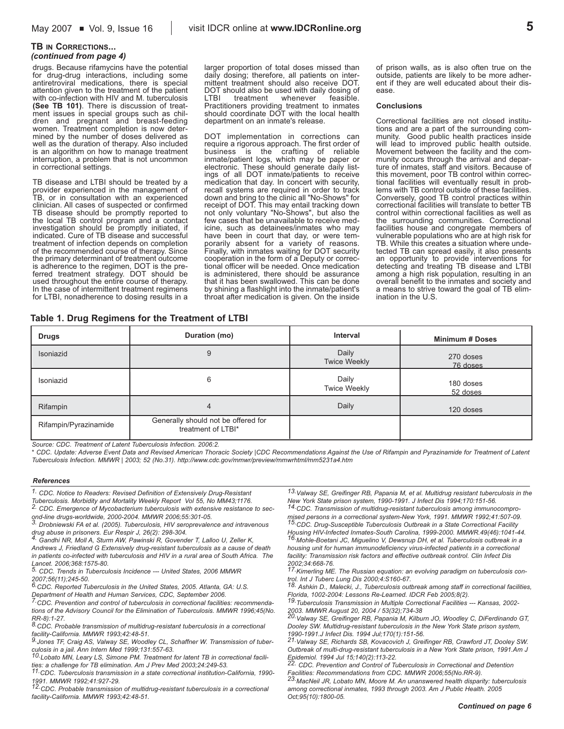**TB in Corrections...**
*(continued from page 4)*

drugs. Because rifamycins have the potential for drug-drug interactions, including some antiretroviral medications, there is special attention given to the treatment of the patient with co-infection with HIV and M. tuberculosis **(See TB 101)**. There is discussion of treatment issues in special groups such as children and pregnant and breast-feeding women. Treatment completion is now determined by the number of doses delivered as well as the duration of therapy. Also included is an algorithm on how to manage treatment interruption, a problem that is not uncommon in correctional settings.

TB disease and LTBI should be treated by a provider experienced in the management of TB, or in consultation with an experienced clinician. All cases of suspected or confirmed TB disease should be promptly reported to the local TB control program and a contact investigation should be promptly initiated, if indicated. Cure of TB disease and successful treatment of infection depends on completion of the recommended course of therapy. Since the primary determinant of treatment outcome is adherence to the regimen, DOT is the preferred treatment strategy. DOT should be used throughout the entire course of therapy. In the case of intermittent treatment regimens for LTBI, nonadherence to dosing results in a larger proportion of total doses missed than daily dosing; therefore, all patients on intermittent treatment should also receive DOT. DOT should also be used with daily dosing of LTBI treatment whenever feasible. Practitioners providing treatment to inmates should coordinate DOT with the local health department on an inmate's release.

DOT implementation in corrections can require a rigorous approach. The first order of business is the crafting of reliable inmate/patient logs, which may be paper or electronic. These should generate daily listings of all DOT inmate/patients to receive medication that day. In concert with security, recall systems are required in order to track down and bring to the clinic all "No-Shows" for receipt of DOT. This may entail tracking down not only voluntary "No-Shows", but also the few cases that be unavailable to receive medicine, such as detainees/inmates who may have been in court that day, or were temporarily absent for a variety of reasons. Finally, with inmates waiting for DOT security cooperation in the form of a Deputy or correctional officer will be needed. Once medication is administered, there should be assurance that it has been swallowed. This can be done by shining a flashlight into the inmate/patient's throat after medication is given. On the inside of prison walls, as is also often true on the outside, patients are likely to be more adherent if they are well educated about their disease.

#### Conclusions

Correctional facilities are not closed institutions and are a part of the surrounding community. Good public health practices inside will lead to improved public health outside. Movement between the facility and the community occurs through the arrival and departure of inmates, staff and visitors. Because of this movement, poor TB control within correctional facilities will eventually result in problems with TB control outside of these facilities. Conversely, good TB control practices within correctional facilities will translate to better TB control within correctional facilities as well as the surrounding communities. Correctional facilities house and congregate members of vulnerable populations who are at high risk for TB. While this creates a situation where undetected TB can spread easily, it also presents an opportunity to provide interventions for detecting and treating TB disease and LTBI among a high risk population, resulting in an overall benefit to the inmates and society and a means to strive toward the goal of TB elimination in the U.S.

**Table 1. Drug Regimens for the Treatment of LTBI**

| Drugs | Duration (mo) | Interval | Minimum # Doses |
|---|---|---|---|
| Isoniazid | 9 | Daily<br>Twice Weekly | 270 doses<br>76 doses |
| Isoniazid | 6 | Daily<br>Twice Weekly | 180 doses<br>52 doses |
| Rifampin | 4 | Daily | 120 doses |
| Rifampin/Pyrazinamide | Generally should not be offered for treatment of LTBI* | | |

*Source: CDC. Treatment of Latent Tuberculosis Infection. 2006:2.*

*\* CDC. Update: Adverse Event Data and Revised American Thoracic Society |CDC Recommendations Against the Use of Rifampin and Pyrazinamide for Treatment of Latent Tuberculosis Infection. MMWR | 2003; 52 (No.31). http://www.cdc.gov/mmwr/preview/mmwrhtml/mm5231a4.htm*

#### *References*

1. *CDC. Notice to Readers: Revised Definition of Extensively Drug-Resistant Tuberculosis. Morbidity and Mortality Weekly Report Vol 55, No MM43;1176.*
2. *CDC. Emergence of Mycobacterium tuberculosis with extensive resistance to second-line drugs-worldwide, 2000-2004. MMWR 2006;55:301-05.*
3. *Drobniewski FA et al. (2005). Tuberculosis, HIV seroprevalence and intravenous drug abuse in prisoners. Eur Respir J, 26(2): 298-304.*
4. *Gandhi NR, Moll A, Sturm AW, Pawinski R, Govender T, Lalloo U, Zeller K, Andrews J, Friedland G Extensively drug-resistant tuberculosis as a cause of death in patients co-infected with tuberculosis and HIV in a rural area of South Africa. The Lancet. 2006;368:1575-80.*
5. *CDC. Trends in Tuberculosis Incidence --- United States, 2006 MMWR 2007;56(11);245-50.*
6. *CDC. Reported Tuberculosis in the United States, 2005. Atlanta, GA: U.S. Department of Health and Human Services, CDC, September 2006.*
7. *CDC. Prevention and control of tuberculosis in correctional facilities: recommendations of the Advisory Council for the Elimination of Tuberculosis. MMWR 1996;45(No. RR-8):1-27.*
8. *CDC. Probable transmission of multidrug-resistant tuberculosis in a correctional facility-California. MMWR 1993;42:48-51.*
9. *Jones TF, Craig AS, Valway SE, Woodley CL, Schaffner W. Transmission of tuberculosis in a jail. Ann Intern Med 1999;131:557-63.*
10. *Lobato MN, Leary LS, Simone PM. Treatment for latent TB in correctional facilities: a challenge for TB elimination. Am J Prev Med 2003;24:249-53.*
11. *CDC. Tuberculosis transmission in a state correctional institution-California, 1990-1991. MMWR 1992;41:927-29.*
12. *CDC. Probable transmission of multidrug-resistant tuberculosis in a correctional facility-California. MMWR 1993;42:48-51.*
13. *Valway SE, Greifinger RB, Papania M, et al. Multidrug resistant tuberculosis in the New York State prison system, 1990-1991. J Infect Dis 1994;170:151-56.*
14. *CDC. Transmission of multidrug-resistant tuberculosis among immunocompromised persons in a correctional system-New York, 1991. MMWR 1992;41:507-09.*
15. *CDC. Drug-Susceptible Tuberculosis Outbreak in a State Correctional Facility Housing HIV-Infected Inmates-South Carolina, 1999-2000. MMWR.49(46):1041-44.*
16. *Mohle-Boetani JC, Miguelino V, Dewsnup DH, et al. Tuberculosis outbreak in a housing unit for human immunodeficiency virus-infected patients in a correctional facility: Transmission risk factors and effective outbreak control. Clin Infect Dis 2002;34:668-76.*
17. *Kimerling ME. The Russian equation: an evolving paradigm on tuberculosis control. Int J Tuberc Lung Dis 2000;4:S160-67.*
18. *Ashkin D., Malecki, J., Tuberculosis outbreak among staff in correctional facilities, Florida, 1002-2004: Lessons Re-Learned. IDCR Feb 2005;8(2).*
19. *Tuberculosis Transmission in Multiple Correctional Facilities --- Kansas, 2002-2003. MMWR August 20, 2004 / 53(32);734-38*
20. *Valway SE, Greifinger RB, Papania M, Kilburn JO, Woodley C, DiFerdinando GT, Dooley SW. Multidrug-resistant tuberculosis in the New York State prison system, 1990-1991.J Infect Dis. 1994 Jul;170(1):151-56.*
21. *Valway SE, Richards SB, Kovacovich J, Greifinger RB, Crawford JT, Dooley SW. Outbreak of multi-drug-resistant tuberculosis in a New York State prison, 1991.Am J Epidemiol. 1994 Jul 15;140(2):113-22.*
22. *CDC. Prevention and Control of Tuberculosis in Correctional and Detention Facilities: Recommendations from CDC. MMWR 2006;55(No.RR-9).*
23. *MacNeil JR, Lobato MN, Moore M. An unanswered health disparity: tuberculosis among correctional inmates, 1993 through 2003. Am J Public Health. 2005 Oct;95(10):1800-05.*

***Continued on page 6***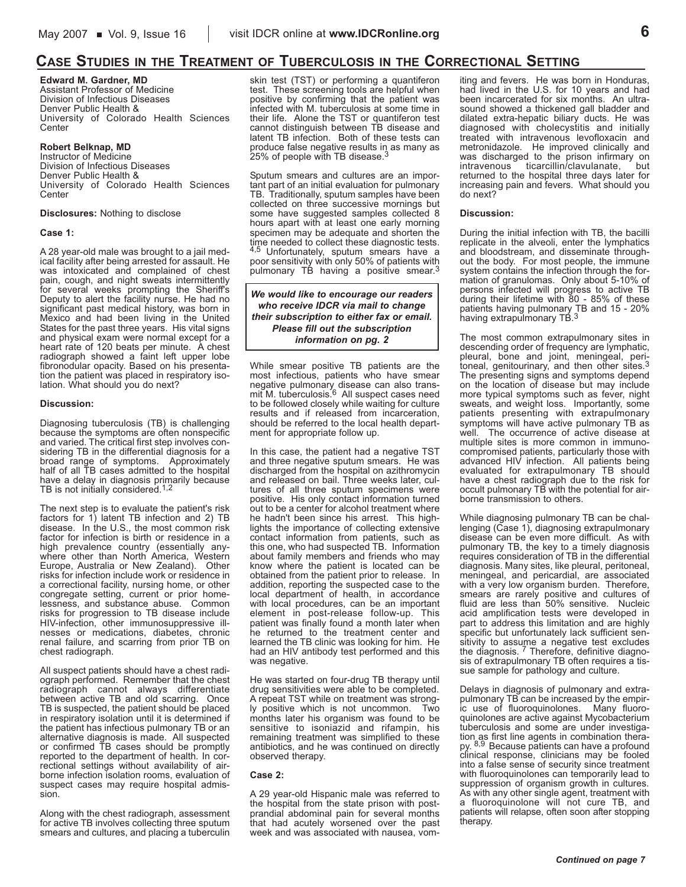## Case Studies in the Treatment of Tuberculosis in the Correctional Setting

**Edward M. Gardner, MD**
Assistant Professor of Medicine
Division of Infectious Diseases
Denver Public Health &
University of Colorado Health Sciences Center

**Robert Belknap, MD**
Instructor of Medicine
Division of Infectious Diseases
Denver Public Health &
University of Colorado Health Sciences Center

**Disclosures:** Nothing to disclose

### Case 1:

A 28 year-old male was brought to a jail medical facility after being arrested for assault. He was intoxicated and complained of chest pain, cough, and night sweats intermittently for several weeks prompting the Sheriff's Deputy to alert the facility nurse. He had no significant past medical history, was born in Mexico and had been living in the United States for the past three years. His vital signs and physical exam were normal except for a heart rate of 120 beats per minute. A chest radiograph showed a faint left upper lobe fibronodular opacity. Based on his presentation the patient was placed in respiratory isolation. What should you do next?

### Discussion:

Diagnosing tuberculosis (TB) is challenging because the symptoms are often nonspecific and varied. The critical first step involves considering TB in the differential diagnosis for a broad range of symptoms. Approximately half of all TB cases admitted to the hospital have a delay in diagnosis primarily because TB is not initially considered.[1,2]

The next step is to evaluate the patient's risk factors for 1) latent TB infection and 2) TB disease. In the U.S., the most common risk factor for infection is birth or residence in a high prevalence country (essentially anywhere other than North America, Western Europe, Australia or New Zealand). Other risks for infection include work or residence in a correctional facility, nursing home, or other congregate setting, current or prior homelessness, and substance abuse. Common risks for progression to TB disease include HIV-infection, other immunosuppressive illnesses or medications, diabetes, chronic renal failure, and scarring from prior TB on chest radiograph.

All suspect patients should have a chest radiograph performed. Remember that the chest radiograph cannot always differentiate between active TB and old scarring. Once TB is suspected, the patient should be placed in respiratory isolation until it is determined if the patient has infectious pulmonary TB or an alternative diagnosis is made. All suspected or confirmed TB cases should be promptly reported to the department of health. In correctional settings without availability of airborne infection isolation rooms, evaluation of suspect cases may require hospital admission.

Along with the chest radiograph, assessment for active TB involves collecting three sputum smears and cultures, and placing a tuberculin skin test (TST) or performing a quantiferon test. These screening tools are helpful when positive by confirming that the patient was infected with M. tuberculosis at some time in their life. Alone the TST or quantiferon test cannot distinguish between TB disease and latent TB infection. Both of these tests can produce false negative results in as many as 25% of people with TB disease.[3]

Sputum smears and cultures are an important part of an initial evaluation for pulmonary TB. Traditionally, sputum samples have been collected on three successive mornings but some have suggested samples collected 8 hours apart with at least one early morning specimen may be adequate and shorten the time needed to collect these diagnostic tests.[4,5] Unfortunately, sputum smears have a poor sensitivity with only 50% of patients with pulmonary TB having a positive smear.[3]

***We would like to encourage our readers who receive IDCR via mail to change their subscription to either fax or email. Please fill out the subscription information on pg. 2***

While smear positive TB patients are the most infectious, patients who have smear negative pulmonary disease can also transmit M. tuberculosis.[6] All suspect cases need to be followed closely while waiting for culture results and if released from incarceration, should be referred to the local health department for appropriate follow up.

In this case, the patient had a negative TST and three negative sputum smears. He was discharged from the hospital on azithromycin and released on bail. Three weeks later, cultures of all three sputum specimens were positive. His only contact information turned out to be a center for alcohol treatment where he hadn't been since his arrest. This highlights the importance of collecting extensive contact information from patients, such as this one, who had suspected TB. Information about family members and friends who may know where the patient is located can be obtained from the patient prior to release. In addition, reporting the suspected case to the local department of health, in accordance with local procedures, can be an important element in post-release follow-up. This patient was finally found a month later when he returned to the treatment center and learned the TB clinic was looking for him. He had an HIV antibody test performed and this was negative.

He was started on four-drug TB therapy until drug sensitivities were able to be completed. A repeat TST while on treatment was strongly positive which is not uncommon. Two months later his organism was found to be sensitive to isoniazid and rifampin, his remaining treatment was simplified to these antibiotics, and he was continued on directly observed therapy.

### Case 2:

A 29 year-old Hispanic male was referred to the hospital from the state prison with postprandial abdominal pain for several months that had acutely worsened over the past week and was associated with nausea, vomiting and fevers. He was born in Honduras, had lived in the U.S. for 10 years and had been incarcerated for six months. An ultrasound showed a thickened gall bladder and dilated extra-hepatic biliary ducts. He was diagnosed with cholecystitis and initially treated with intravenous levofloxacin and metronidazole. He improved clinically and was discharged to the prison infirmary on intravenous ticarcillin/clavulanate, but returned to the hospital three days later for increasing pain and fevers. What should you do next?

### Discussion:

During the initial infection with TB, the bacilli replicate in the alveoli, enter the lymphatics and bloodstream, and disseminate throughout the body. For most people, the immune system contains the infection through the formation of granulomas. Only about 5-10% of persons infected will progress to active TB during their lifetime with 80 - 85% of these patients having pulmonary TB and 15 - 20% having extrapulmonary TB.[3]

The most common extrapulmonary sites in descending order of frequency are lymphatic, pleural, bone and joint, meningeal, peritoneal, genitourinary, and then other sites.[3] The presenting signs and symptoms depend on the location of disease but may include more typical symptoms such as fever, night sweats, and weight loss. Importantly, some patients presenting with extrapulmonary symptoms will have active pulmonary TB as well. The occurrence of active disease at multiple sites is more common in immunocompromised patients, particularly those with advanced HIV infection. All patients being evaluated for extrapulmonary TB should have a chest radiograph due to the risk for occult pulmonary TB with the potential for airborne transmission to others.

While diagnosing pulmonary TB can be challenging (Case 1), diagnosing extrapulmonary disease can be even more difficult. As with pulmonary TB, the key to a timely diagnosis requires consideration of TB in the differential diagnosis. Many sites, like pleural, peritoneal, meningeal, and pericardial, are associated with a very low organism burden. Therefore, smears are rarely positive and cultures of fluid are less than 50% sensitive. Nucleic acid amplification tests were developed in part to address this limitation and are highly specific but unfortunately lack sufficient sensitivity to assume a negative test excludes the diagnosis.[7] Therefore, definitive diagnosis of extrapulmonary TB often requires a tissue sample for pathology and culture.

Delays in diagnosis of pulmonary and extrapulmonary TB can be increased by the empiric use of fluoroquinolones. Many fluoroquinolones are active against Mycobacterium tuberculosis and some are under investigation as first line agents in combination therapy.[8,9] Because patients can have a profound clinical response, clinicians may be fooled into a false sense of security since treatment with fluoroquinolones can temporarily lead to suppression of organism growth in cultures. As with any other single agent, treatment with a fluoroquinolone will not cure TB, and patients will relapse, often soon after stopping therapy.

*Continued on page 7*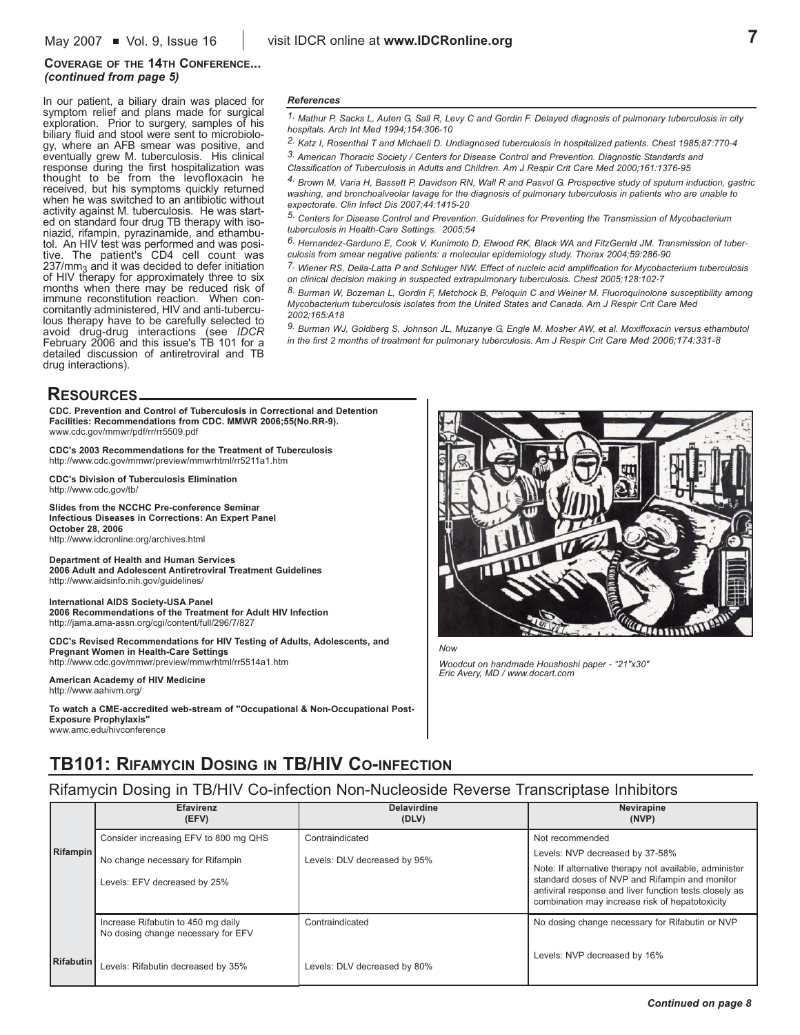**COVERAGE OF THE 14TH CONFERENCE...**
***(continued from page 5)***

In our patient, a biliary drain was placed for symptom relief and plans made for surgical exploration. Prior to surgery, samples of his biliary fluid and stool were sent to microbiology, where an AFB smear was positive, and eventually grew M. tuberculosis. His clinical response during the first hospitalization was thought to be from the levofloxacin he received, but his symptoms quickly returned when he was switched to an antibiotic without activity against M. tuberculosis. He was started on standard four drug TB therapy with isoniazid, rifampin, pyrazinamide, and ethambutol. An HIV test was performed and was positive. The patient's CD4 cell count was $237/mm_3$ and it was decided to defer initiation of HIV therapy for approximately three to six months when there may be reduced risk of immune reconstitution reaction. When concomitantly administered, HIV and anti-tuberculous therapy have to be carefully selected to avoid drug-drug interactions (see *IDCR* February 2006 and this issue's TB 101 for a detailed discussion of antiretroviral and TB drug interactions).

***References***

*1. Mathur P, Sacks L, Auten G, Sall R, Levy C and Gordin F. Delayed diagnosis of pulmonary tuberculosis in city hospitals. Arch Int Med 1994;154:306-10*

*2. Katz I, Rosenthal T and Michaeli D. Undiagnosed tuberculosis in hospitalized patients. Chest 1985;87:770-4*

*3. American Thoracic Society / Centers for Disease Control and Prevention. Diagnostic Standards and Classification of Tuberculosis in Adults and Children. Am J Respir Crit Care Med 2000;161:1376-95*

*4. Brown M, Varia H, Bassett P, Davidson RN, Wall R and Pasvol G. Prospective study of sputum induction, gastric washing, and bronchoalveolar lavage for the diagnosis of pulmonary tuberculosis in patients who are unable to expectorate. Clin Infect Dis 2007;44:1415-20*

*5. Centers for Disease Control and Prevention. Guidelines for Preventing the Transmission of Mycobacterium tuberculosis in Health-Care Settings. 2005;54*

*6. Hernandez-Garduno E, Cook V, Kunimoto D, Elwood RK, Black WA and FitzGerald JM. Transmission of tuberculosis from smear negative patients: a molecular epidemiology study. Thorax 2004;59:286-90*

*7. Wiener RS, Della-Latta P and Schluger NW. Effect of nucleic acid amplification for Mycobacterium tuberculosis on clinical decision making in suspected extrapulmonary tuberculosis. Chest 2005;128:102-7*

*8. Burman W, Bozeman L, Gordin F, Metchock B, Peloquin C and Weiner M. Fluoroquinolone susceptibility among Mycobacterium tuberculosis isolates from the United States and Canada. Am J Respir Crit Care Med 2002;165:A18*

*9. Burman WJ, Goldberg S, Johnson JL, Muzanye G, Engle M, Mosher AW, et al. Moxifloxacin versus ethambutol in the first 2 months of treatment for pulmonary tuberculosis. Am J Respir Crit Care Med 2006;174:331-8*

## RESOURCES

**CDC. Prevention and Control of Tuberculosis in Correctional and Detention Facilities: Recommendations from CDC. MMWR 2006;55(No.RR-9).**
www.cdc.gov/mmwr/pdf/rr/rr5509.pdf

**CDC's 2003 Recommendations for the Treatment of Tuberculosis**
http://www.cdc.gov/mmwr/preview/mmwrhtml/rr5211a1.htm

**CDC's Division of Tuberculosis Elimination**
http://www.cdc.gov/tb/

**Slides from the NCCHC Pre-conference Seminar**
**Infectious Diseases in Corrections: An Expert Panel**
**October 28, 2006**
http://www.idcronline.org/archives.html

**Department of Health and Human Services**
**2006 Adult and Adolescent Antiretroviral Treatment Guidelines**
http://www.aidsinfo.nih.gov/guidelines/

**International AIDS Society-USA Panel**
**2006 Recommendations of the Treatment for Adult HIV Infection**
http://jama.ama-assn.org/cgi/content/full/296/7/827

**CDC's Revised Recommendations for HIV Testing of Adults, Adolescents, and Pregnant Women in Health-Care Settings**
http://www.cdc.gov/mmwr/preview/mmwrhtml/rr5514a1.htm

**American Academy of HIV Medicine**
http://www.aahivm.org/

**To watch a CME-accredited web-stream of "Occupational & Non-Occupational Post-Exposure Prophylaxis"**
www.amc.edu/hivconference

*Now*

*Woodcut on handmade Houshoshi paper - "21"x30"*
*Eric Avery, MD / www.docart.com*

## TB101: RIFAMYCIN DOSING IN TB/HIV CO-INFECTION

### Rifamycin Dosing in TB/HIV Co-infection Non-Nucleoside Reverse Transcriptase Inhibitors

| | Efavirenz (EFV) | Delavirdine (DLV) | Nevirapine (NVP) |
|---|---|---|---|
| Rifampin | Consider increasing EFV to 800 mg QHS<br><br>No change necessary for Rifampin<br><br>Levels: EFV decreased by 25% | Contraindicated<br><br>Levels: DLV decreased by 95% | Not recommended<br><br>Levels: NVP decreased by 37-58%<br><br>Note: If alternative therapy not available, administer standard doses of NVP and Rifampin and monitor antiviral response and liver function tests closely as combination may increase risk of hepatotoxicity |
| Rifabutin | Increase Rifabutin to 450 mg daily<br>No dosing change necessary for EFV<br><br>Levels: Rifabutin decreased by 35% | Contraindicated<br><br>Levels: DLV decreased by 80% | No dosing change necessary for Rifabutin or NVP<br><br>Levels: NVP decreased by 16% |

***Continued on page 8***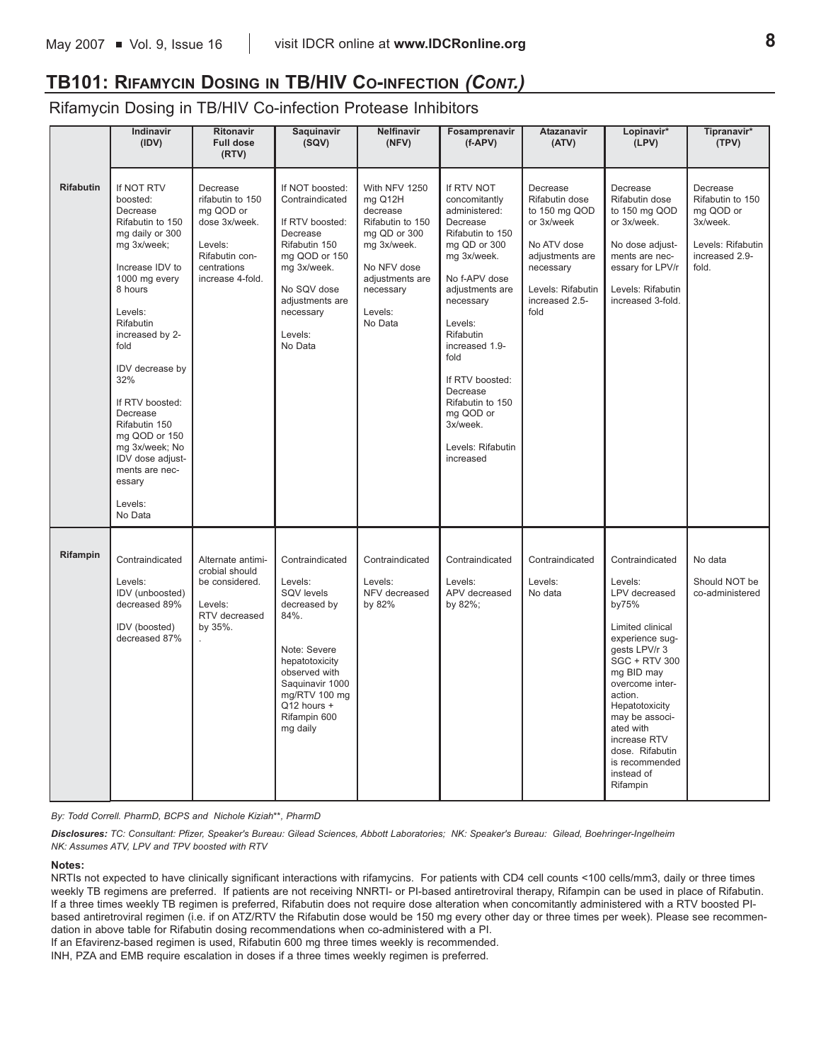## TB101: Rifamycin Dosing in TB/HIV Co-infection *(Cont.)*

Rifamycin Dosing in TB/HIV Co-infection Protease Inhibitors

| | Indinavir (IDV) | Ritonavir Full dose (RTV) | Saquinavir (SQV) | Nelfinavir (NFV) | Fosamprenavir (f-APV) | Atazanavir (ATV) | Lopinavir* (LPV) | Tipranavir* (TPV) |
|---|---|---|---|---|---|---|---|---|
| **Rifabutin** | If NOT RTV boosted: Decrease Rifabutin to 150 mg daily or 300 mg 3x/week; Increase IDV to 1000 mg every 8 hours Levels: Rifabutin increased by 2-fold IDV decrease by 32% If RTV boosted: Decrease Rifabutin 150 mg QOD or 150 mg 3x/week; No IDV dose adjustments are necessary Levels: No Data | Decrease rifabutin to 150 mg QOD or dose 3x/week. Levels: Rifabutin concentrations increase 4-fold. | If NOT boosted: Contraindicated If RTV boosted: Decrease Rifabutin 150 mg QOD or 150 mg 3x/week. No SQV dose adjustments are necessary Levels: No Data | With NFV 1250 mg Q12H decrease Rifabutin to 150 mg QD or 300 mg 3x/week. No NFV dose adjustments are necessary Levels: No Data | If RTV NOT concomitantly administered: Decrease Rifabutin to 150 mg QD or 300 mg 3x/week. No f-APV dose adjustments are necessary Levels: Rifabutin increased 1.9-fold If RTV boosted: Decrease Rifabutin to 150 mg QOD or 3x/week. Levels: Rifabutin increased | Decrease Rifabutin dose to 150 mg QOD or 3x/week No ATV dose adjustments are necessary Levels: Rifabutin increased 2.5-fold | Decrease Rifabutin dose to 150 mg QOD or 3x/week. No dose adjustments are necessary for LPV/r Levels: Rifabutin increased 3-fold. | Decrease Rifabutin to 150 mg QOD or 3x/week. Levels: Rifabutin increased 2.9-fold. |
| **Rifampin** | Contraindicated Levels: IDV (unboosted) decreased 89% IDV (boosted) decreased 87% | Alternate antimicrobial should be considered. Levels: RTV decreased by 35%. | Contraindicated Levels: SQV levels decreased by 84%. Note: Severe hepatotoxicity observed with Saquinavir 1000 mg/RTV 100 mg Q12 hours + Rifampin 600 mg daily | Contraindicated Levels: NFV decreased by 82% | Contraindicated Levels: APV decreased by 82%; | Contraindicated Levels: No data | Contraindicated Levels: LPV decreased by75% Limited clinical experience suggests LPV/r 3 SGC + RTV 300 mg BID may overcome interaction. Hepatotoxicity may be associated with increase RTV dose. Rifabutin is recommended instead of Rifampin | No data Should NOT be co-administered |

*By: Todd Correll. PharmD, BCPS and Nichole Kiziah\*\*, PharmD*

***Disclosures:*** *TC: Consultant: Pfizer, Speaker's Bureau: Gilead Sciences, Abbott Laboratories; NK: Speaker's Bureau: Gilead, Boehringer-Ingelheim*
*NK: Assumes ATV, LPV and TPV boosted with RTV*

**Notes:**

NRTIs not expected to have clinically significant interactions with rifamycins. For patients with CD4 cell counts <100 cells/mm3, daily or three times weekly TB regimens are preferred. If patients are not receiving NNRTI- or PI-based antiretroviral therapy, Rifampin can be used in place of Rifabutin. If a three times weekly TB regimen is preferred, Rifabutin does not require dose alteration when concomitantly administered with a RTV boosted PI-based antiretroviral regimen (i.e. if on ATZ/RTV the Rifabutin dose would be 150 mg every other day or three times per week). Please see recommendation in above table for Rifabutin dosing recommendations when co-administered with a PI.

If an Efavirenz-based regimen is used, Rifabutin 600 mg three times weekly is recommended.

INH, PZA and EMB require escalation in doses if a three times weekly regimen is preferred.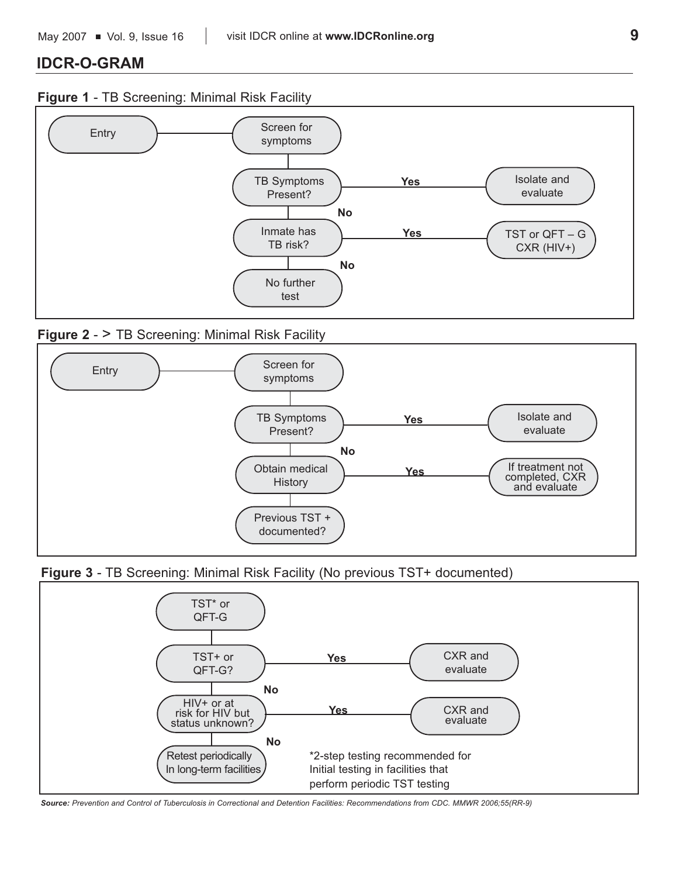## IDCR-O-GRAM

**Figure 1** - TB Screening: Minimal Risk Facility

Entry → Screen for symptoms

TB Symptoms Present? — **Yes** → Isolate and evaluate

**No** ↓

Inmate has TB risk? — **Yes** → TST or QFT – G CXR (HIV+)

**No** ↓

No further test

**Figure 2** - > TB Screening: Minimal Risk Facility

Entry → Screen for symptoms

TB Symptoms Present? — **Yes** → Isolate and evaluate

**No** ↓

Obtain medical History — **Yes** → If treatment not completed, CXR and evaluate

Previous TST + documented?

**Figure 3** - TB Screening: Minimal Risk Facility (No previous TST+ documented)

TST* or QFT-G

TST+ or QFT-G? — **Yes** → CXR and evaluate

**No** ↓

HIV+ or at risk for HIV but status unknown? — **Yes** → CXR and evaluate

**No** ↓

Retest periodically In long-term facilities

*2-step testing recommended for Initial testing in facilities that perform periodic TST testing

***Source:*** *Prevention and Control of Tuberculosis in Correctional and Detention Facilities: Recommendations from CDC. MMWR 2006;55(RR-9)*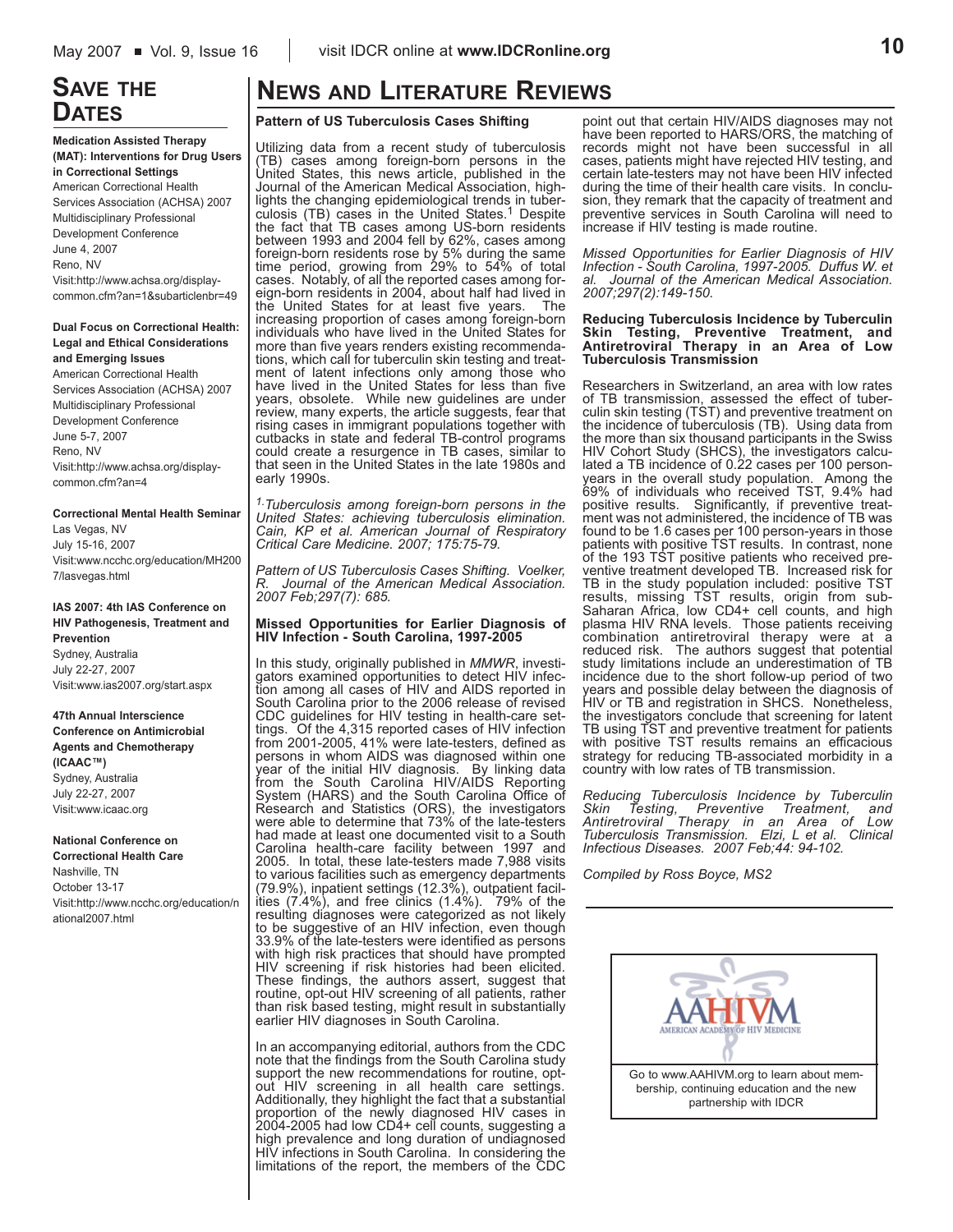## SAVE THE DATES

**Medication Assisted Therapy (MAT): Interventions for Drug Users in Correctional Settings**
American Correctional Health Services Association (ACHSA) 2007 Multidisciplinary Professional Development Conference
June 4, 2007
Reno, NV
Visit:http://www.achsa.org/display-common.cfm?an=1&subarticlenbr=49

**Dual Focus on Correctional Health: Legal and Ethical Considerations and Emerging Issues**
American Correctional Health Services Association (ACHSA) 2007 Multidisciplinary Professional Development Conference
June 5-7, 2007
Reno, NV
Visit:http://www.achsa.org/display-common.cfm?an=4

**Correctional Mental Health Seminar**
Las Vegas, NV
July 15-16, 2007
Visit:www.ncchc.org/education/MH2007/lasvegas.html

**IAS 2007: 4th IAS Conference on HIV Pathogenesis, Treatment and Prevention**
Sydney, Australia
July 22-27, 2007
Visit:www.ias2007.org/start.aspx

**47th Annual Interscience Conference on Antimicrobial Agents and Chemotherapy (ICAAC™)**
Sydney, Australia
July 22-27, 2007
Visit:www.icaac.org

**National Conference on Correctional Health Care**
Nashville, TN
October 13-17
Visit:http://www.ncchc.org/education/national2007.html

## NEWS AND LITERATURE REVIEWS

### Pattern of US Tuberculosis Cases Shifting

Utilizing data from a recent study of tuberculosis (TB) cases among foreign-born persons in the United States, this news article, published in the Journal of the American Medical Association, highlights the changing epidemiological trends in tuberculosis (TB) cases in the United States.[1] Despite the fact that TB cases among US-born residents between 1993 and 2004 fell by 62%, cases among foreign-born residents rose by 5% during the same time period, growing from 29% to 54% of total cases. Notably, of all the reported cases among foreign-born residents in 2004, about half had lived in the United States for at least five years. The increasing proportion of cases among foreign-born individuals who have lived in the United States for more than five years renders existing recommendations, which call for tuberculin skin testing and treatment of latent infections only among those who have lived in the United States for less than five years, obsolete. While new guidelines are under review, many experts, the article suggests, fear that rising cases in immigrant populations together with cutbacks in state and federal TB-control programs could create a resurgence in TB cases, similar to that seen in the United States in the late 1980s and early 1990s.

*[1] Tuberculosis among foreign-born persons in the United States: achieving tuberculosis elimination. Cain, KP et al. American Journal of Respiratory Critical Care Medicine. 2007; 175:75-79.*

*Pattern of US Tuberculosis Cases Shifting. Voelker, R. Journal of the American Medical Association. 2007 Feb;297(7): 685.*

### Missed Opportunities for Earlier Diagnosis of HIV Infection - South Carolina, 1997-2005

In this study, originally published in *MMWR*, investigators examined opportunities to detect HIV infection among all cases of HIV and AIDS reported in South Carolina prior to the 2006 release of revised CDC guidelines for HIV testing in health-care settings. Of the 4,315 reported cases of HIV infection from 2001-2005, 41% were late-testers, defined as persons in whom AIDS was diagnosed within one year of the initial HIV diagnosis. By linking data from the South Carolina HIV/AIDS Reporting System (HARS) and the South Carolina Office of Research and Statistics (ORS), the investigators were able to determine that 73% of the late-testers had made at least one documented visit to a South Carolina health-care facility between 1997 and 2005. In total, these late-testers made 7,988 visits to various facilities such as emergency departments (79.9%), inpatient settings (12.3%), outpatient facilities (7.4%), and free clinics (1.4%). 79% of the resulting diagnoses were categorized as not likely to be suggestive of an HIV infection, even though 33.9% of the late-testers were identified as persons with high risk practices that should have prompted HIV screening if risk histories had been elicited. These findings, the authors assert, suggest that routine, opt-out HIV screening of all patients, rather than risk based testing, might result in substantially earlier HIV diagnoses in South Carolina.

In an accompanying editorial, authors from the CDC note that the findings from the South Carolina study support the new recommendations for routine, opt-out HIV screening in all health care settings. Additionally, they highlight the fact that a substantial proportion of the newly diagnosed HIV cases in 2004-2005 had low CD4+ cell counts, suggesting a high prevalence and long duration of undiagnosed HIV infections in South Carolina. In considering the limitations of the report, the members of the CDC point out that certain HIV/AIDS diagnoses may not have been reported to HARS/ORS, the matching of records might not have been successful in all cases, patients might have rejected HIV testing, and certain late-testers may not have been HIV infected during the time of their health care visits. In conclusion, they remark that the capacity of treatment and preventive services in South Carolina will need to increase if HIV testing is made routine.

*Missed Opportunities for Earlier Diagnosis of HIV Infection - South Carolina, 1997-2005. Duffus W. et al. Journal of the American Medical Association. 2007;297(2):149-150.*

### Reducing Tuberculosis Incidence by Tuberculin Skin Testing, Preventive Treatment, and Antiretroviral Therapy in an Area of Low Tuberculosis Transmission

Researchers in Switzerland, an area with low rates of TB transmission, assessed the effect of tuberculin skin testing (TST) and preventive treatment on the incidence of tuberculosis (TB). Using data from the more than six thousand participants in the Swiss HIV Cohort Study (SHCS), the investigators calculated a TB incidence of 0.22 cases per 100 person-years in the overall study population. Among the 69% of individuals who received TST, 9.4% had positive results. Significantly, if preventive treatment was not administered, the incidence of TB was found to be 1.6 cases per 100 person-years in those patients with positive TST results. In contrast, none of the 193 TST positive patients who received preventive treatment developed TB. Increased risk for TB in the study population included: positive TST results, missing TST results, origin from sub-Saharan Africa, low CD4+ cell counts, and high plasma HIV RNA levels. Those patients receiving combination antiretroviral therapy were at a reduced risk. The authors suggest that potential study limitations include an underestimation of TB incidence due to the short follow-up period of two years and possible delay between the diagnosis of HIV or TB and registration in SHCS. Nonetheless, the investigators conclude that screening for latent TB using TST and preventive treatment for patients with positive TST results remains an efficacious strategy for reducing TB-associated morbidity in a country with low rates of TB transmission.

*Reducing Tuberculosis Incidence by Tuberculin Skin Testing, Preventive Treatment, and Antiretroviral Therapy in an Area of Low Tuberculosis Transmission. Elzi, L et al. Clinical Infectious Diseases. 2007 Feb;44: 94-102.*

*Compiled by Ross Boyce, MS2*

AAHIVM
AMERICAN ACADEMY OF HIV MEDICINE

Go to www.AAHIVM.org to learn about membership, continuing education and the new partnership with IDCR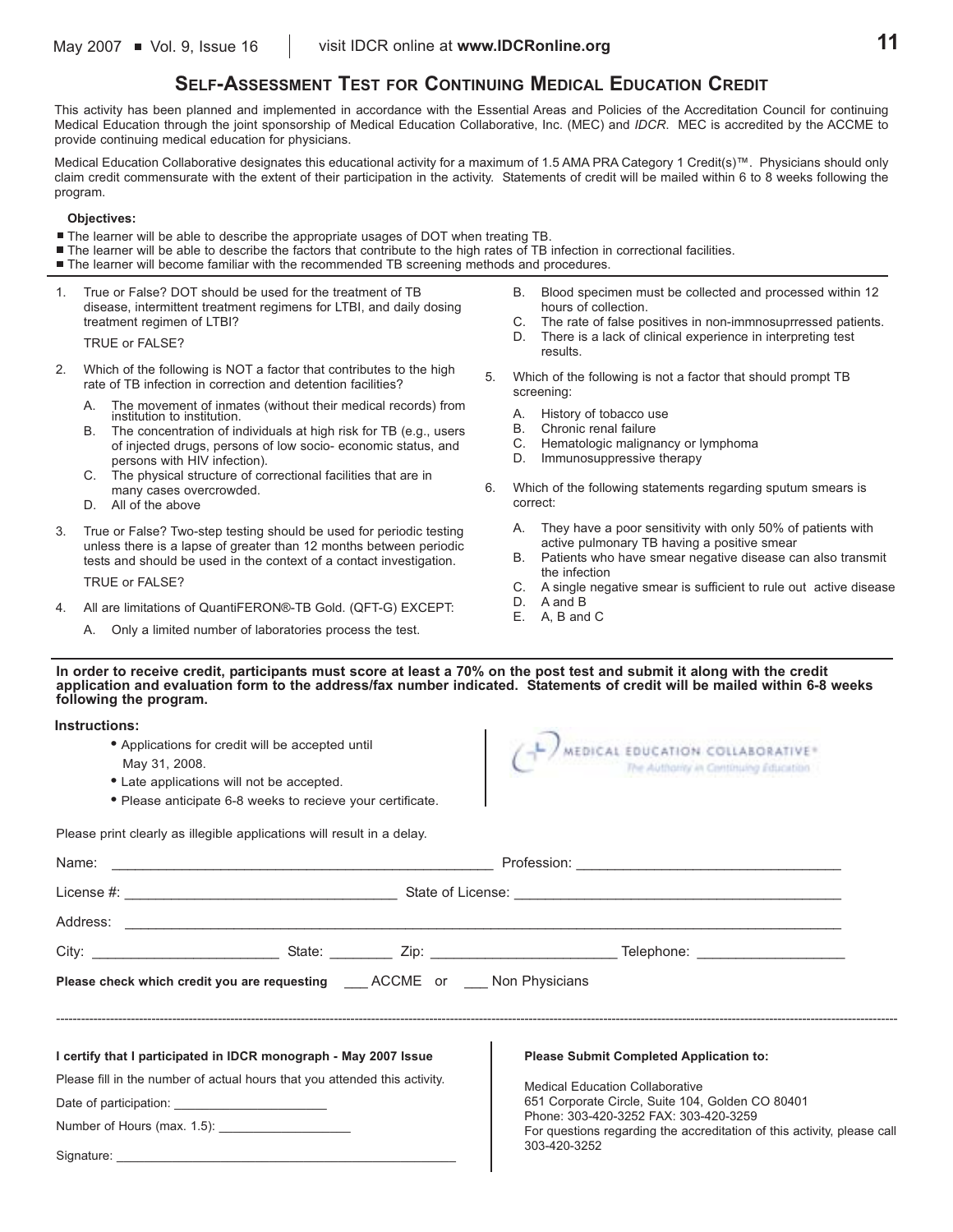## Self-Assessment Test for Continuing Medical Education Credit

This activity has been planned and implemented in accordance with the Essential Areas and Policies of the Accreditation Council for continuing Medical Education through the joint sponsorship of Medical Education Collaborative, Inc. (MEC) and *IDCR*. MEC is accredited by the ACCME to provide continuing medical education for physicians.

Medical Education Collaborative designates this educational activity for a maximum of 1.5 AMA PRA Category 1 Credit(s)™. Physicians should only claim credit commensurate with the extent of their participation in the activity. Statements of credit will be mailed within 6 to 8 weeks following the program.

**Objectives:**

- The learner will be able to describe the appropriate usages of DOT when treating TB.
- The learner will be able to describe the factors that contribute to the high rates of TB infection in correctional facilities.
- The learner will become familiar with the recommended TB screening methods and procedures.

1. True or False? DOT should be used for the treatment of TB disease, intermittent treatment regimens for LTBI, and daily dosing treatment regimen of LTBI?

   TRUE or FALSE?

2. Which of the following is NOT a factor that contributes to the high rate of TB infection in correction and detention facilities?

   A. The movement of inmates (without their medical records) from institution to institution.
   B. The concentration of individuals at high risk for TB (e.g., users of injected drugs, persons of low socio- economic status, and persons with HIV infection).
   C. The physical structure of correctional facilities that are in many cases overcrowded.
   D. All of the above

3. True or False? Two-step testing should be used for periodic testing unless there is a lapse of greater than 12 months between periodic tests and should be used in the context of a contact investigation.

   TRUE or FALSE?

4. All are limitations of QuantiFERON®-TB Gold. (QFT-G) EXCEPT:

   A. Only a limited number of laboratories process the test.
   B. Blood specimen must be collected and processed within 12 hours of collection.
   C. The rate of false positives in non-immnosuprressed patients.
   D. There is a lack of clinical experience in interpreting test results.

5. Which of the following is not a factor that should prompt TB screening:

   A. History of tobacco use
   B. Chronic renal failure
   C. Hematologic malignancy or lymphoma
   D. Immunosuppressive therapy

6. Which of the following statements regarding sputum smears is correct:

   A. They have a poor sensitivity with only 50% of patients with active pulmonary TB having a positive smear
   B. Patients who have smear negative disease can also transmit the infection
   C. A single negative smear is sufficient to rule out active disease
   D. A and B
   E. A, B and C

**In order to receive credit, participants must score at least a 70% on the post test and submit it along with the credit application and evaluation form to the address/fax number indicated. Statements of credit will be mailed within 6-8 weeks following the program.**

**Instructions:**

- Applications for credit will be accepted until May 31, 2008.
- Late applications will not be accepted.
- Please anticipate 6-8 weeks to recieve your certificate.

MEDICAL EDUCATION COLLABORATIVE®
The Authority in Continuing Education

Please print clearly as illegible applications will result in a delay.

Name: ______________________ Profession: ______________________

License #: ______________________ State of License: ______________________

Address: ____________________________________________

City: ______________ State: ________ Zip: ______________ Telephone: ______________

**Please check which credit you are requesting** ___ ACCME or ___ Non Physicians

**I certify that I participated in IDCR monograph - May 2007 Issue**

Please fill in the number of actual hours that you attended this activity.

Date of participation: ______________________

Number of Hours (max. 1.5): ______________________

Signature: ______________________

**Please Submit Completed Application to:**

Medical Education Collaborative
651 Corporate Circle, Suite 104, Golden CO 80401
Phone: 303-420-3252 FAX: 303-420-3259
For questions regarding the accreditation of this activity, please call 303-420-3252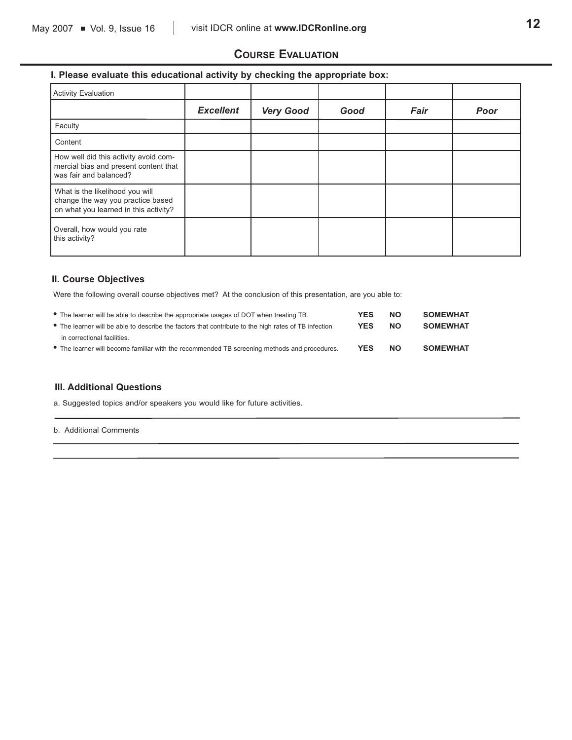## Course Evaluation

**I. Please evaluate this educational activity by checking the appropriate box:**

| Activity Evaluation | | | | | |
|---|---|---|---|---|---|
| | ***Excellent*** | ***Very Good*** | ***Good*** | ***Fair*** | ***Poor*** |
| Faculty | | | | | |
| Content | | | | | |
| How well did this activity avoid commercial bias and present content that was fair and balanced? | | | | | |
| What is the likelihood you will change the way you practice based on what you learned in this activity? | | | | | |
| Overall, how would you rate this activity? | | | | | |

### II. Course Objectives

Were the following overall course objectives met? At the conclusion of this presentation, are you able to:

- The learner will be able to describe the appropriate usages of DOT when treating TB. **YES NO SOMEWHAT**
- The learner will be able to describe the factors that contribute to the high rates of TB infection in correctional facilities. **YES NO SOMEWHAT**
- The learner will become familiar with the recommended TB screening methods and procedures. **YES NO SOMEWHAT**

### III. Additional Questions

a. Suggested topics and/or speakers you would like for future activities.

b. Additional Comments